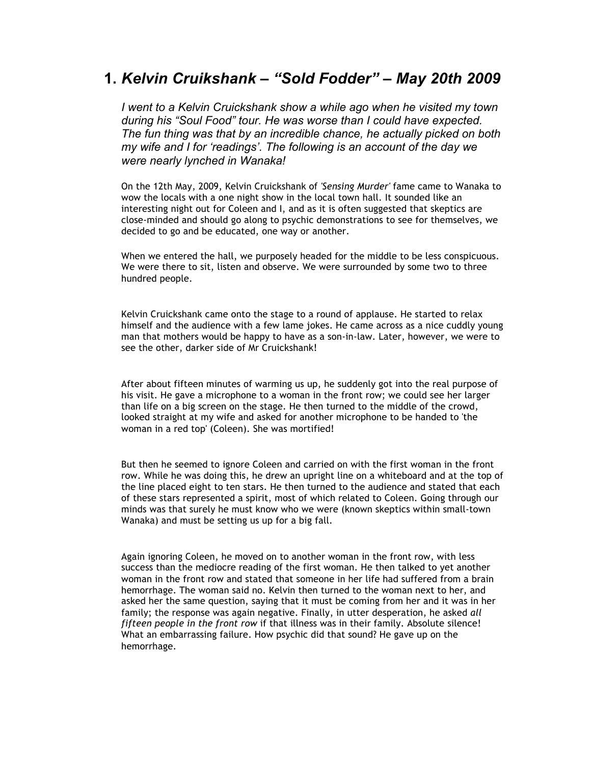# 1. *Kelvin Cruikshank – "Sold Fodder" – May 20th 2009*

*I went to a Kelvin Cruickshank show a while ago when he visited my town during his "Soul Food" tour. He was worse than I could have expected. The fun thing was that by an incredible chance, he actually picked on both my wife and I for 'readings'. The following is an account of the day we were nearly lynched in Wanaka!*

On the 12th May, 2009, Kelvin Cruickshank of *'Sensing Murder'* fame came to Wanaka to wow the locals with a one night show in the local town hall. It sounded like an interesting night out for Coleen and I, and as it is often suggested that skeptics are close-minded and should go along to psychic demonstrations to see for themselves, we decided to go and be educated, one way or another.

When we entered the hall, we purposely headed for the middle to be less conspicuous. We were there to sit, listen and observe. We were surrounded by some two to three hundred people.

Kelvin Cruickshank came onto the stage to a round of applause. He started to relax himself and the audience with a few lame jokes. He came across as a nice cuddly young man that mothers would be happy to have as a son-in-law. Later, however, we were to see the other, darker side of Mr Cruickshank!

After about fifteen minutes of warming us up, he suddenly got into the real purpose of his visit. He gave a microphone to a woman in the front row; we could see her larger than life on a big screen on the stage. He then turned to the middle of the crowd, looked straight at my wife and asked for another microphone to be handed to 'the woman in a red top' (Coleen). She was mortified!

But then he seemed to ignore Coleen and carried on with the first woman in the front row. While he was doing this, he drew an upright line on a whiteboard and at the top of the line placed eight to ten stars. He then turned to the audience and stated that each of these stars represented a spirit, most of which related to Coleen. Going through our minds was that surely he must know who we were (known skeptics within small-town Wanaka) and must be setting us up for a big fall.

Again ignoring Coleen, he moved on to another woman in the front row, with less success than the mediocre reading of the first woman. He then talked to yet another woman in the front row and stated that someone in her life had suffered from a brain hemorrhage. The woman said no. Kelvin then turned to the woman next to her, and asked her the same question, saying that it must be coming from her and it was in her family; the response was again negative. Finally, in utter desperation, he asked *all fifteen people in the front row* if that illness was in their family. Absolute silence! What an embarrassing failure. How psychic did that sound? He gave up on the hemorrhage.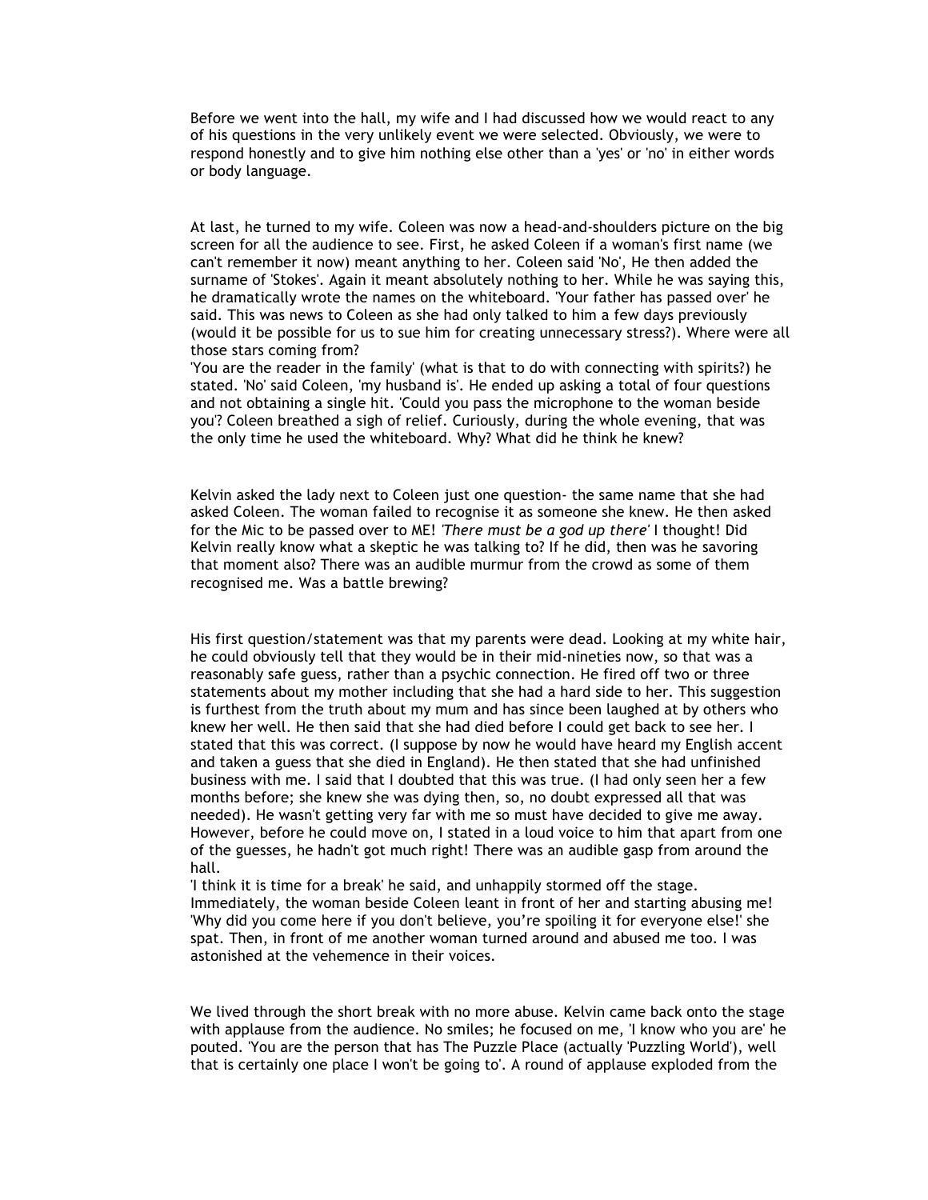Before we went into the hall, my wife and I had discussed how we would react to any of his questions in the very unlikely event we were selected. Obviously, we were to respond honestly and to give him nothing else other than a 'yes' or 'no' in either words or body language.

At last, he turned to my wife. Coleen was now a head-and-shoulders picture on the big screen for all the audience to see. First, he asked Coleen if a woman's first name (we can't remember it now) meant anything to her. Coleen said 'No', He then added the surname of 'Stokes'. Again it meant absolutely nothing to her. While he was saying this, he dramatically wrote the names on the whiteboard. 'Your father has passed over' he said. This was news to Coleen as she had only talked to him a few days previously (would it be possible for us to sue him for creating unnecessary stress?). Where were all those stars coming from?
'You are the reader in the family' (what is that to do with connecting with spirits?) he stated. 'No' said Coleen, 'my husband is'. He ended up asking a total of four questions and not obtaining a single hit. 'Could you pass the microphone to the woman beside you'? Coleen breathed a sigh of relief. Curiously, during the whole evening, that was the only time he used the whiteboard. Why? What did he think he knew?

Kelvin asked the lady next to Coleen just one question- the same name that she had asked Coleen. The woman failed to recognise it as someone she knew. He then asked for the Mic to be passed over to ME! *'There must be a god up there'* I thought! Did Kelvin really know what a skeptic he was talking to? If he did, then was he savoring that moment also? There was an audible murmur from the crowd as some of them recognised me. Was a battle brewing?

His first question/statement was that my parents were dead. Looking at my white hair, he could obviously tell that they would be in their mid-nineties now, so that was a reasonably safe guess, rather than a psychic connection. He fired off two or three statements about my mother including that she had a hard side to her. This suggestion is furthest from the truth about my mum and has since been laughed at by others who knew her well. He then said that she had died before I could get back to see her. I stated that this was correct. (I suppose by now he would have heard my English accent and taken a guess that she died in England). He then stated that she had unfinished business with me. I said that I doubted that this was true. (I had only seen her a few months before; she knew she was dying then, so, no doubt expressed all that was needed). He wasn't getting very far with me so must have decided to give me away. However, before he could move on, I stated in a loud voice to him that apart from one of the guesses, he hadn't got much right! There was an audible gasp from around the hall.
'I think it is time for a break' he said, and unhappily stormed off the stage. Immediately, the woman beside Coleen leant in front of her and starting abusing me! 'Why did you come here if you don't believe, you're spoiling it for everyone else!' she spat. Then, in front of me another woman turned around and abused me too. I was astonished at the vehemence in their voices.

We lived through the short break with no more abuse. Kelvin came back onto the stage with applause from the audience. No smiles; he focused on me, 'I know who you are' he pouted. 'You are the person that has The Puzzle Place (actually 'Puzzling World'), well that is certainly one place I won't be going to'. A round of applause exploded from the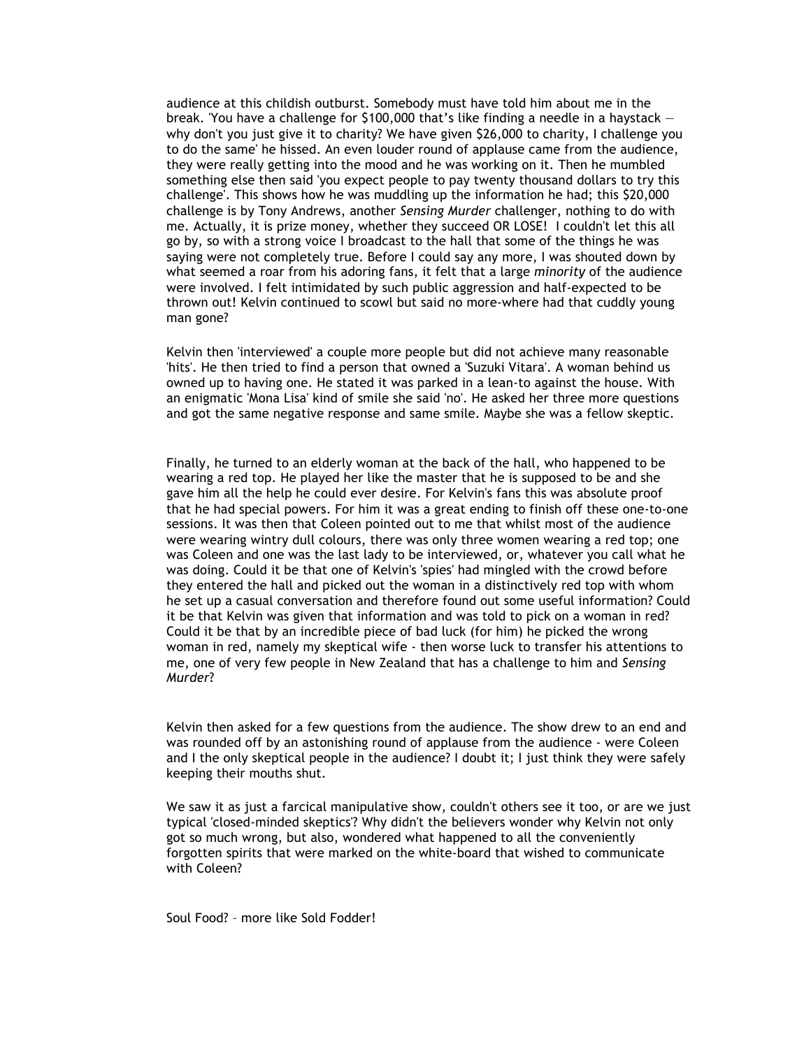audience at this childish outburst. Somebody must have told him about me in the break. 'You have a challenge for $100,000 that's like finding a needle in a haystack — why don't you just give it to charity? We have given $26,000 to charity, I challenge you to do the same' he hissed. An even louder round of applause came from the audience, they were really getting into the mood and he was working on it. Then he mumbled something else then said 'you expect people to pay twenty thousand dollars to try this challenge'. This shows how he was muddling up the information he had; this $20,000 challenge is by Tony Andrews, another *Sensing Murder* challenger, nothing to do with me. Actually, it is prize money, whether they succeed OR LOSE! I couldn't let this all go by, so with a strong voice I broadcast to the hall that some of the things he was saying were not completely true. Before I could say any more, I was shouted down by what seemed a roar from his adoring fans, it felt that a large *minority* of the audience were involved. I felt intimidated by such public aggression and half-expected to be thrown out! Kelvin continued to scowl but said no more-where had that cuddly young man gone?

Kelvin then 'interviewed' a couple more people but did not achieve many reasonable 'hits'. He then tried to find a person that owned a 'Suzuki Vitara'. A woman behind us owned up to having one. He stated it was parked in a lean-to against the house. With an enigmatic 'Mona Lisa' kind of smile she said 'no'. He asked her three more questions and got the same negative response and same smile. Maybe she was a fellow skeptic.

Finally, he turned to an elderly woman at the back of the hall, who happened to be wearing a red top. He played her like the master that he is supposed to be and she gave him all the help he could ever desire. For Kelvin's fans this was absolute proof that he had special powers. For him it was a great ending to finish off these one-to-one sessions. It was then that Coleen pointed out to me that whilst most of the audience were wearing wintry dull colours, there was only three women wearing a red top; one was Coleen and one was the last lady to be interviewed, or, whatever you call what he was doing. Could it be that one of Kelvin's 'spies' had mingled with the crowd before they entered the hall and picked out the woman in a distinctively red top with whom he set up a casual conversation and therefore found out some useful information? Could it be that Kelvin was given that information and was told to pick on a woman in red? Could it be that by an incredible piece of bad luck (for him) he picked the wrong woman in red, namely my skeptical wife - then worse luck to transfer his attentions to me, one of very few people in New Zealand that has a challenge to him and *Sensing Murder*?

Kelvin then asked for a few questions from the audience. The show drew to an end and was rounded off by an astonishing round of applause from the audience - were Coleen and I the only skeptical people in the audience? I doubt it; I just think they were safely keeping their mouths shut.

We saw it as just a farcical manipulative show, couldn't others see it too, or are we just typical 'closed-minded skeptics'? Why didn't the believers wonder why Kelvin not only got so much wrong, but also, wondered what happened to all the conveniently forgotten spirits that were marked on the white-board that wished to communicate with Coleen?

Soul Food? – more like Sold Fodder!